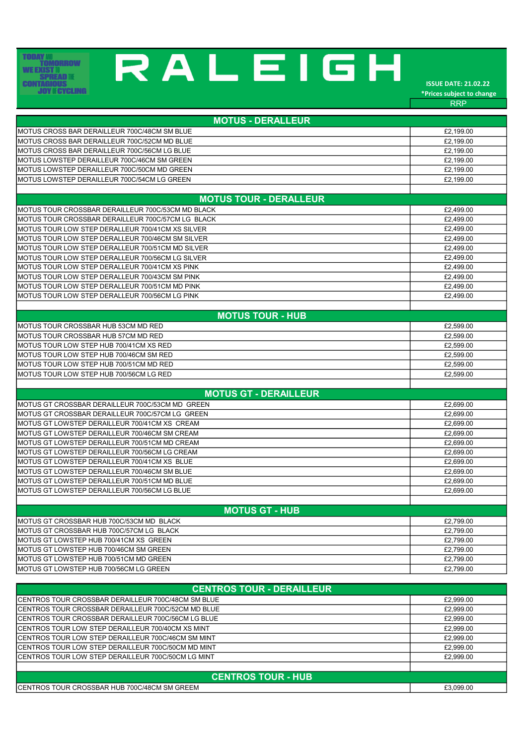TODAY AND TOMORROW WE EXIST TO SPREAD THE CONTAGIOUS JOY OF CYCLING

# RALEIGH

**ISSUE DATE: 21.02.22**
***Prices subject to change**

| | RRP |
|---|---|
| **MOTUS - DERALLEUR** | |
| MOTUS CROSS BAR DERAILLEUR 700C/48CM SM BLUE | £2,199.00 |
| MOTUS CROSS BAR DERAILLEUR 700C/52CM MD BLUE | £2,199.00 |
| MOTUS CROSS BAR DERAILLEUR 700C/56CM LG BLUE | £2,199.00 |
| MOTUS LOWSTEP DERAILLEUR 700C/46CM SM GREEN | £2,199.00 |
| MOTUS LOWSTEP DERAILLEUR 700C/50CM MD GREEN | £2,199.00 |
| MOTUS LOWSTEP DERAILLEUR 700C/54CM LG GREEN | £2,199.00 |
| | |
| **MOTUS TOUR - DERALLEUR** | |
| MOTUS TOUR CROSSBAR DERAILLEUR 700C/53CM MD BLACK | £2,499.00 |
| MOTUS TOUR CROSSBAR DERAILLEUR 700C/57CM LG BLACK | £2,499.00 |
| MOTUS TOUR LOW STEP DERALLEUR 700/41CM XS SILVER | £2,499.00 |
| MOTUS TOUR LOW STEP DERALLEUR 700/46CM SM SILVER | £2,499.00 |
| MOTUS TOUR LOW STEP DERALLEUR 700/51CM MD SILVER | £2,499.00 |
| MOTUS TOUR LOW STEP DERALLEUR 700/56CM LG SILVER | £2,499.00 |
| MOTUS TOUR LOW STEP DERALLEUR 700/41CM XS PINK | £2,499.00 |
| MOTUS TOUR LOW STEP DERALLEUR 700/43CM SM PINK | £2,499.00 |
| MOTUS TOUR LOW STEP DERALLEUR 700/51CM MD PINK | £2,499.00 |
| MOTUS TOUR LOW STEP DERALLEUR 700/56CM LG PINK | £2,499.00 |
| | |
| **MOTUS TOUR - HUB** | |
| MOTUS TOUR CROSSBAR HUB 53CM MD RED | £2,599.00 |
| MOTUS TOUR CROSSBAR HUB 57CM MD RED | £2,599.00 |
| MOTUS TOUR LOW STEP HUB 700/41CM XS RED | £2,599.00 |
| MOTUS TOUR LOW STEP HUB 700/46CM SM RED | £2,599.00 |
| MOTUS TOUR LOW STEP HUB 700/51CM MD RED | £2,599.00 |
| MOTUS TOUR LOW STEP HUB 700/56CM LG RED | £2,599.00 |
| | |
| **MOTUS GT - DERAILLEUR** | |
| MOTUS GT CROSSBAR DERAILLEUR 700C/53CM MD GREEN | £2,699.00 |
| MOTUS GT CROSSBAR DERAILLEUR 700C/57CM LG GREEN | £2,699.00 |
| MOTUS GT LOWSTEP DERAILLEUR 700/41CM XS CREAM | £2,699.00 |
| MOTUS GT LOWSTEP DERAILLEUR 700/46CM SM CREAM | £2,699.00 |
| MOTUS GT LOWSTEP DERAILLEUR 700/51CM MD CREAM | £2,699.00 |
| MOTUS GT LOWSTEP DERAILLEUR 700/56CM LG CREAM | £2,699.00 |
| MOTUS GT LOWSTEP DERAILLEUR 700/41CM XS BLUE | £2,699.00 |
| MOTUS GT LOWSTEP DERAILLEUR 700/46CM SM BLUE | £2,699.00 |
| MOTUS GT LOWSTEP DERAILLEUR 700/51CM MD BLUE | £2,699.00 |
| MOTUS GT LOWSTEP DERAILLEUR 700/56CM LG BLUE | £2,699.00 |
| | |
| **MOTUS GT - HUB** | |
| MOTUS GT CROSSBAR HUB 700C/53CM MD BLACK | £2,799.00 |
| MOTUS GT CROSSBAR HUB 700C/57CM LG BLACK | £2,799.00 |
| MOTUS GT LOWSTEP HUB 700/41CM XS GREEN | £2,799.00 |
| MOTUS GT LOWSTEP HUB 700/46CM SM GREEN | £2,799.00 |
| MOTUS GT LOWSTEP HUB 700/51CM MD GREEN | £2,799.00 |
| MOTUS GT LOWSTEP HUB 700/56CM LG GREEN | £2,799.00 |
| | |
| **CENTROS TOUR - DERAILLEUR** | |
| CENTROS TOUR CROSSBAR DERAILLEUR 700C/48CM SM BLUE | £2,999.00 |
| CENTROS TOUR CROSSBAR DERAILLEUR 700C/52CM MD BLUE | £2,999.00 |
| CENTROS TOUR CROSSBAR DERAILLEUR 700C/56CM LG BLUE | £2,999.00 |
| CENTROS TOUR LOW STEP DERAILLEUR 700/40CM XS MINT | £2,999.00 |
| CENTROS TOUR LOW STEP DERAILLEUR 700C/46CM SM MINT | £2,999.00 |
| CENTROS TOUR LOW STEP DERAILLEUR 700C/50CM MD MINT | £2,999.00 |
| CENTROS TOUR LOW STEP DERAILLEUR 700C/50CM LG MINT | £2,999.00 |
| | |
| **CENTROS TOUR - HUB** | |
| CENTROS TOUR CROSSBAR HUB 700C/48CM SM GREEM | £3,099.00 |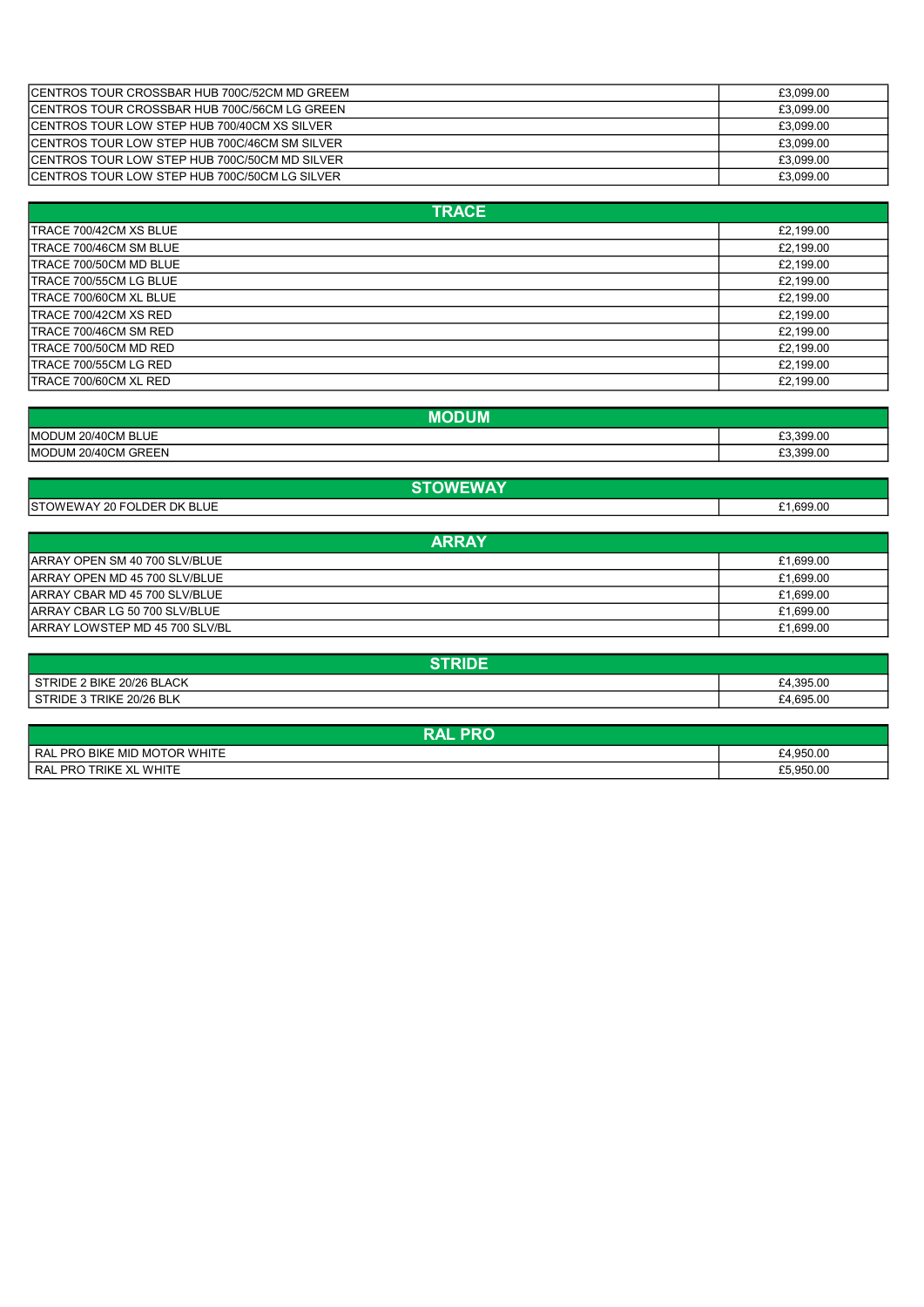| | |
|---|---|
| CENTROS TOUR CROSSBAR HUB 700C/52CM MD GREEM | £3,099.00 |
| CENTROS TOUR CROSSBAR HUB 700C/56CM LG GREEN | £3,099.00 |
| CENTROS TOUR LOW STEP HUB 700/40CM XS SILVER | £3,099.00 |
| CENTROS TOUR LOW STEP HUB 700C/46CM SM SILVER | £3,099.00 |
| CENTROS TOUR LOW STEP HUB 700C/50CM MD SILVER | £3,099.00 |
| CENTROS TOUR LOW STEP HUB 700C/50CM LG SILVER | £3,099.00 |

| TRACE | |
|---|---|
| TRACE 700/42CM XS BLUE | £2,199.00 |
| TRACE 700/46CM SM BLUE | £2,199.00 |
| TRACE 700/50CM MD BLUE | £2,199.00 |
| TRACE 700/55CM LG BLUE | £2,199.00 |
| TRACE 700/60CM XL BLUE | £2,199.00 |
| TRACE 700/42CM XS RED | £2,199.00 |
| TRACE 700/46CM SM RED | £2,199.00 |
| TRACE 700/50CM MD RED | £2,199.00 |
| TRACE 700/55CM LG RED | £2,199.00 |
| TRACE 700/60CM XL RED | £2,199.00 |

| MODUM | |
|---|---|
| MODUM 20/40CM BLUE | £3,399.00 |
| MODUM 20/40CM GREEN | £3,399.00 |

| STOWEWAY | |
|---|---|
| STOWEWAY 20 FOLDER DK BLUE | £1,699.00 |

| ARRAY | |
|---|---|
| ARRAY OPEN SM 40 700 SLV/BLUE | £1,699.00 |
| ARRAY OPEN MD 45 700 SLV/BLUE | £1,699.00 |
| ARRAY CBAR MD 45 700 SLV/BLUE | £1,699.00 |
| ARRAY CBAR LG 50 700 SLV/BLUE | £1,699.00 |
| ARRAY LOWSTEP MD 45 700 SLV/BL | £1,699.00 |

| STRIDE | |
|---|---|
| STRIDE 2 BIKE 20/26 BLACK | £4,395.00 |
| STRIDE 3 TRIKE 20/26 BLK | £4,695.00 |

| RAL PRO | |
|---|---|
| RAL PRO BIKE MID MOTOR WHITE | £4,950.00 |
| RAL PRO TRIKE XL WHITE | £5,950.00 |